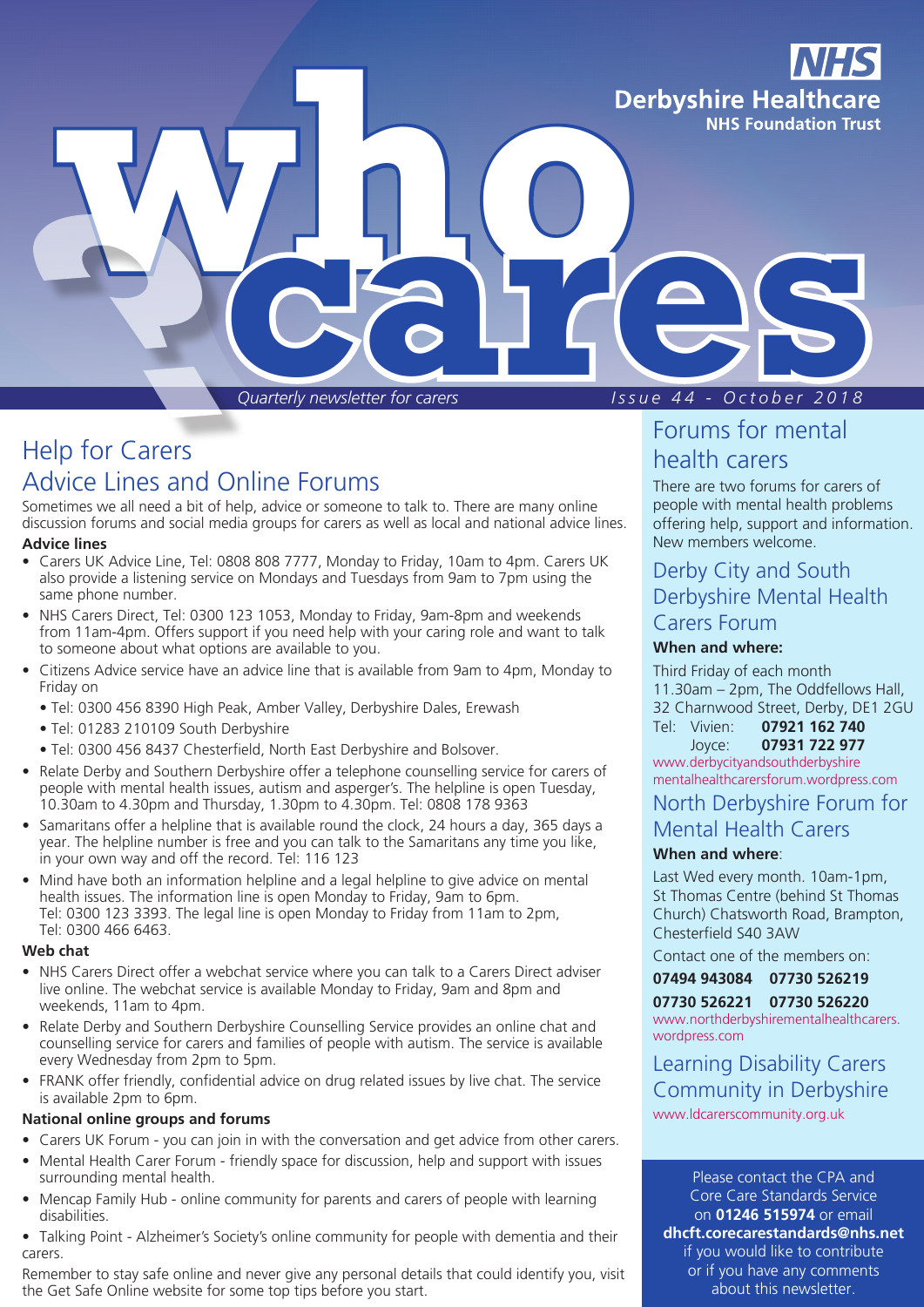# who cares?

**NHS Derbyshire Healthcare NHS Foundation Trust**

*Quarterly newsletter for carers* — Issue 44 - October 2018

## Help for Carers
## Advice Lines and Online Forums

Sometimes we all need a bit of help, advice or someone to talk to. There are many online discussion forums and social media groups for carers as well as local and national advice lines.

**Advice lines**

- Carers UK Advice Line, Tel: 0808 808 7777, Monday to Friday, 10am to 4pm. Carers UK also provide a listening service on Mondays and Tuesdays from 9am to 7pm using the same phone number.
- NHS Carers Direct, Tel: 0300 123 1053, Monday to Friday, 9am-8pm and weekends from 11am-4pm. Offers support if you need help with your caring role and want to talk to someone about what options are available to you.
- Citizens Advice service have an advice line that is available from 9am to 4pm, Monday to Friday on
  - Tel: 0300 456 8390 High Peak, Amber Valley, Derbyshire Dales, Erewash
  - Tel: 01283 210109 South Derbyshire
  - Tel: 0300 456 8437 Chesterfield, North East Derbyshire and Bolsover.
- Relate Derby and Southern Derbyshire offer a telephone counselling service for carers of people with mental health issues, autism and asperger's. The helpline is open Tuesday, 10.30am to 4.30pm and Thursday, 1.30pm to 4.30pm. Tel: 0808 178 9363
- Samaritans offer a helpline that is available round the clock, 24 hours a day, 365 days a year. The helpline number is free and you can talk to the Samaritans any time you like, in your own way and off the record. Tel: 116 123
- Mind have both an information helpline and a legal helpline to give advice on mental health issues. The information line is open Monday to Friday, 9am to 6pm. Tel: 0300 123 3393. The legal line is open Monday to Friday from 11am to 2pm, Tel: 0300 466 6463.

**Web chat**

- NHS Carers Direct offer a webchat service where you can talk to a Carers Direct adviser live online. The webchat service is available Monday to Friday, 9am and 8pm and weekends, 11am to 4pm.
- Relate Derby and Southern Derbyshire Counselling Service provides an online chat and counselling service for carers and families of people with autism. The service is available every Wednesday from 2pm to 5pm.
- FRANK offer friendly, confidential advice on drug related issues by live chat. The service is available 2pm to 6pm.

**National online groups and forums**

- Carers UK Forum - you can join in with the conversation and get advice from other carers.
- Mental Health Carer Forum - friendly space for discussion, help and support with issues surrounding mental health.
- Mencap Family Hub - online community for parents and carers of people with learning disabilities.
- Talking Point - Alzheimer's Society's online community for people with dementia and their carers.

Remember to stay safe online and never give any personal details that could identify you, visit the Get Safe Online website for some top tips before you start.

## Forums for mental health carers

There are two forums for carers of people with mental health problems offering help, support and information. New members welcome.

### Derby City and South Derbyshire Mental Health Carers Forum

**When and where:**

Third Friday of each month
11.30am – 2pm, The Oddfellows Hall, 32 Charnwood Street, Derby, DE1 2GU
Tel: Vivien: **07921 162 740**
Joyce: **07931 722 977**
www.derbycityandsouthderbyshire mentalhealthcarersforum.wordpress.com

### North Derbyshire Forum for Mental Health Carers

**When and where**:

Last Wed every month. 10am-1pm, St Thomas Centre (behind St Thomas Church) Chatsworth Road, Brampton, Chesterfield S40 3AW

Contact one of the members on:

**07494 943084 07730 526219**
**07730 526221 07730 526220**
www.northderbyshirementalhealthcarers.wordpress.com

### Learning Disability Carers Community in Derbyshire

www.ldcarerscommunity.org.uk

Please contact the CPA and Core Care Standards Service on **01246 515974** or email **dhcft.corecarestandards@nhs.net** if you would like to contribute or if you have any comments about this newsletter.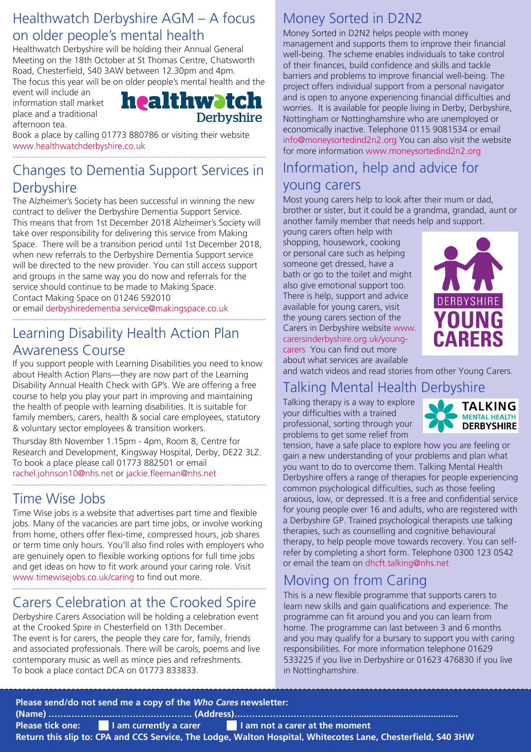## Healthwatch Derbyshire AGM – A focus on older people's mental health

Healthwatch Derbyshire will be holding their Annual General Meeting on the 18th October at St Thomas Centre, Chatsworth Road, Chesterfield, S40 3AW between 12.30pm and 4pm. The focus this year will be on older people's mental health and the event will include an information stall market place and a traditional afternoon tea.

healthwatch Derbyshire

Book a place by calling 01773 880786 or visiting their website www.healthwatchderbyshire.co.uk

## Changes to Dementia Support Services in Derbyshire

The Alzheimer's Society has been successful in winning the new contract to deliver the Derbyshire Dementia Support Service. This means that from 1st December 2018 Alzheimer's Society will take over responsibility for delivering this service from Making Space. There will be a transition period until 1st December 2018, when new referrals to the Derbyshire Dementia Support service will be directed to the new provider. You can still access support and groups in the same way you do now and referrals for the service should continue to be made to Making Space. Contact Making Space on 01246 592010 or email derbyshiredementia.service@makingspace.co.uk

## Learning Disability Health Action Plan Awareness Course

If you support people with Learning Disabilities you need to know about Health Action Plans—they are now part of the Learning Disability Annual Health Check with GP's. We are offering a free course to help you play your part in improving and maintaining the health of people with learning disabilities. It is suitable for family members, carers, health & social care employees, statutory & voluntary sector employees & transition workers.

Thursday 8th November 1.15pm - 4pm, Room 8, Centre for Research and Development, Kingsway Hospital, Derby, DE22 3LZ. To book a place please call 01773 882501 or email rachel.johnson10@nhs.net or jackie.fleeman@nhs.net

## Time Wise Jobs

Time Wise jobs is a website that advertises part time and flexible jobs. Many of the vacancies are part time jobs, or involve working from home, others offer flexi-time, compressed hours, job shares or term time only hours. You'll also find roles with employers who are genuinely open to flexible working options for full time jobs and get ideas on how to fit work around your caring role. Visit www.timewisejobs.co.uk/caring to find out more.

## Carers Celebration at the Crooked Spire

Derbyshire Carers Association will be holding a celebration event at the Crooked Spire in Chesterfield on 13th December. The event is for carers, the people they care for, family, friends and associated professionals. There will be carols, poems and live contemporary music as well as mince pies and refreshments. To book a place contact DCA on 01773 833833.

## Money Sorted in D2N2

Money Sorted in D2N2 helps people with money management and supports them to improve their financial well-being. The scheme enables individuals to take control of their finances, build confidence and skills and tackle barriers and problems to improve financial well-being. The project offers individual support from a personal navigator and is open to anyone experiencing financial difficulties and worries. It is available for people living in Derby, Derbyshire, Nottingham or Nottinghamshire who are unemployed or economically inactive. Telephone 0115 9081534 or email info@moneysortedind2n2.org You can also visit the website for more information www.moneysortedind2n2.org

## Information, help and advice for young carers

Most young carers help to look after their mum or dad, brother or sister, but it could be a grandma, grandad, aunt or another family member that needs help and support. young carers often help with shopping, housework, cooking or personal care such as helping someone get dressed, have a bath or go to the toilet and might also give emotional support too. There is help, support and advice available for young carers, visit the young carers section of the Carers in Derbyshire website www.carersinderbyshire.org.uk/young-carers You can find out more about what services are available and watch videos and read stories from other Young Carers.

DERBYSHIRE YOUNG CARERS

## Talking Mental Health Derbyshire

TALKING MENTAL HEALTH DERBYSHIRE

Talking therapy is a way to explore your difficulties with a trained professional, sorting through your problems to get some relief from tension, have a safe place to explore how you are feeling or gain a new understanding of your problems and plan what you want to do to overcome them. Talking Mental Health Derbyshire offers a range of therapies for people experiencing common psychological difficulties, such as those feeling anxious, low, or depressed. It is a free and confidential service for young people over 16 and adults, who are registered with a Derbyshire GP. Trained psychological therapists use talking therapies, such as counselling and cognitive behavioural therapy, to help people move towards recovery. You can self-refer by completing a short form. Telephone 0300 123 0542 or email the team on dhcft.talking@nhs.net

## Moving on from Caring

This is a new flexible programme that supports carers to learn new skills and gain qualifications and experience. The programme can fit around you and you can learn from home. The programme can last between 3 and 6 months and you may qualify for a bursary to support you with caring responsibilities. For more information telephone 01629 533225 if you live in Derbyshire or 01623 476830 if you live in Nottinghamshire.

---

**Please send/do not send me a copy of the *Who Cares* newsletter:**

**(Name) ………………………………………… (Address)…………………………………………………………………**

**Please tick one:** ☐ **I am currently a carer** ☐ **I am not a carer at the moment**

**Return this slip to: CPA and CCS Service, The Lodge, Walton Hospital, Whitecotes Lane, Chesterfield, S40 3HW**